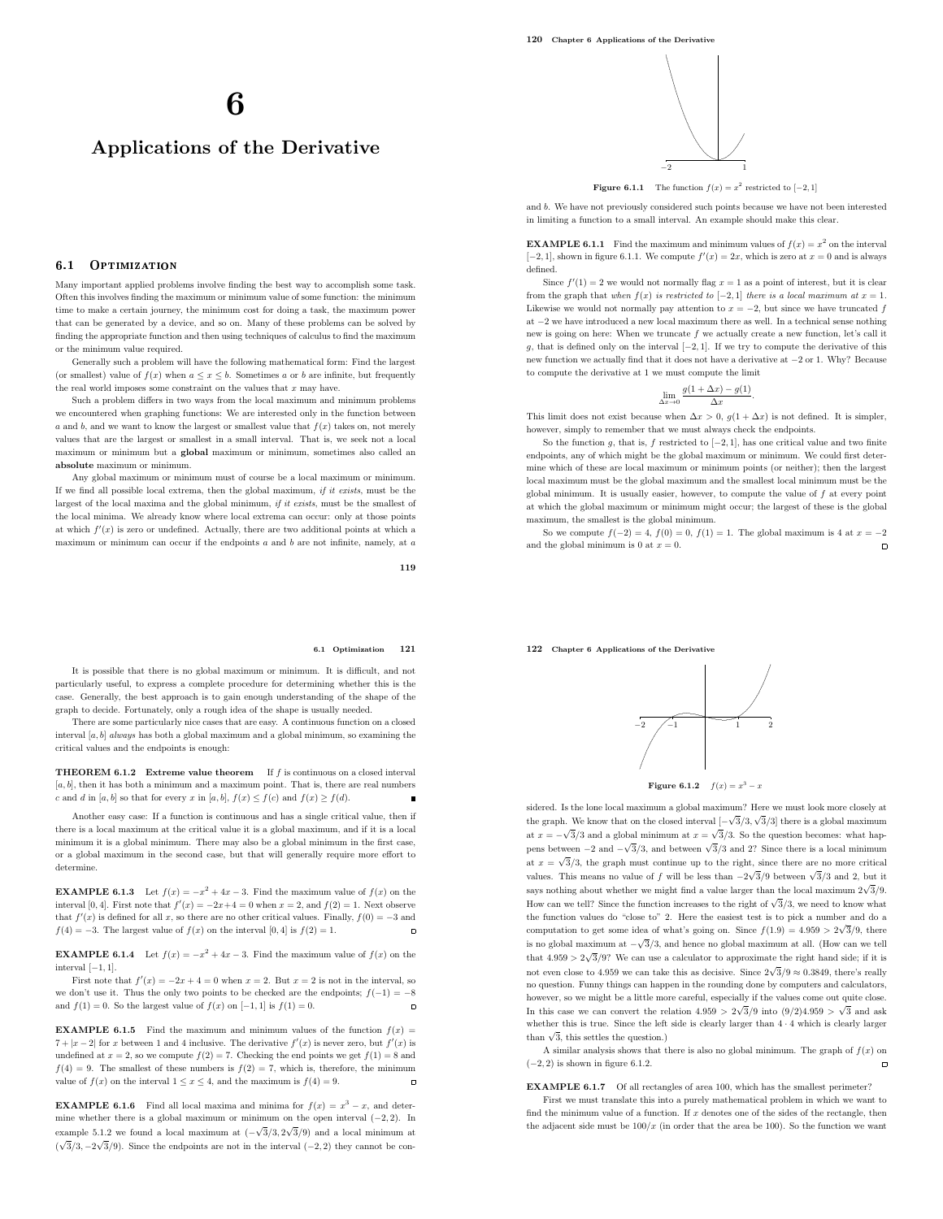# 6

# Applications of the Derivative

## 6.1 Optimization

Many important applied problems involve finding the best way to accomplish some task. Often this involves finding the maximum or minimum value of some function: the minimum time to make a certain journey, the minimum cost for doing a task, the maximum power that can be generated by a device, and so on. Many of these problems can be solved by finding the appropriate function and then using techniques of calculus to find the maximum or the minimum value required.

Generally such a problem will have the following mathematical form: Find the largest (or smallest) value of $f(x)$ when $a \le x \le b$. Sometimes $a$ or $b$ are infinite, but frequently the real world imposes some constraint on the values that $x$ may have.

Such a problem differs in two ways from the local maximum and minimum problems we encountered when graphing functions: We are interested only in the function between $a$ and $b$, and we want to know the largest or smallest value that $f(x)$ takes on, not merely values that are the largest or smallest in a small interval. That is, we seek not a local maximum or minimum but a **global** maximum or minimum, sometimes also called an **absolute** maximum or minimum.

Any global maximum or minimum must of course be a local maximum or minimum. If we find all possible local extrema, then the global maximum, *if it exists*, must be the largest of the local maxima and the global minimum, *if it exists*, must be the smallest of the local minima. We already know where local extrema can occur: only at those points at which $f'(x)$ is zero or undefined. Actually, there are two additional points at which a maximum or minimum can occur if the endpoints $a$ and $b$ are not infinite, namely, at $a$ and $b$. We have not previously considered such points because we have not been interested in limiting a function to a small interval. An example should make this clear.

−2
1

**Figure 6.1.1** The function $f(x) = x^2$ restricted to $[-2, 1]$

**EXAMPLE 6.1.1** Find the maximum and minimum values of $f(x) = x^2$ on the interval $[-2, 1]$, shown in figure 6.1.1. We compute $f'(x) = 2x$, which is zero at $x = 0$ and is always defined.

Since $f'(1) = 2$ we would not normally flag $x = 1$ as a point of interest, but it is clear from the graph that *when $f(x)$ is restricted to $[-2, 1]$ there is a local maximum at $x = 1$*. Likewise we would not normally pay attention to $x = -2$, but since we have truncated $f$ at $-2$ we have introduced a new local maximum there as well. In a technical sense nothing new is going on here: When we truncate $f$ we actually create a new function, let's call it $g$, that is defined only on the interval $[-2, 1]$. If we try to compute the derivative of this new function we actually find that it does not have a derivative at $-2$ or 1. Why? Because to compute the derivative at 1 we must compute the limit

$$\lim_{\Delta x \to 0} \frac{g(1 + \Delta x) - g(1)}{\Delta x}.$$

This limit does not exist because when $\Delta x > 0$, $g(1 + \Delta x)$ is not defined. It is simpler, however, simply to remember that we must always check the endpoints.

So the function $g$, that is, $f$ restricted to $[-2, 1]$, has one critical value and two finite endpoints, any of which might be the global maximum or minimum. We could first determine which of these are local maximum or minimum points (or neither); then the largest local maximum must be the global maximum and the smallest local minimum must be the global minimum. It is usually easier, however, to compute the value of $f$ at every point at which the global maximum or minimum might occur; the largest of these is the global maximum, the smallest is the global minimum.

So we compute $f(-2) = 4$, $f(0) = 0$, $f(1) = 1$. The global maximum is 4 at $x = -2$ and the global minimum is 0 at $x = 0$. □

It is possible that there is no global maximum or minimum. It is difficult, and not particularly useful, to express a complete procedure for determining whether this is the case. Generally, the best approach is to gain enough understanding of the shape of the graph to decide. Fortunately, only a rough idea of the shape is usually needed.

There are some particularly nice cases that are easy. A continuous function on a closed interval $[a, b]$ *always* has both a global maximum and a global minimum, so examining the critical values and the endpoints is enough:

**THEOREM 6.1.2 Extreme value theorem** If $f$ is continuous on a closed interval $[a, b]$, then it has both a minimum and a maximum point. That is, there are real numbers $c$ and $d$ in $[a, b]$ so that for every $x$ in $[a, b]$, $f(x) \le f(c)$ and $f(x) \ge f(d)$. ■

Another easy case: If a function is continuous and has a single critical value, then if there is a local maximum at the critical value it is a global maximum, and if it is a local minimum it is a global minimum. There may also be a global minimum in the first case, or a global maximum in the second case, but that will generally require more effort to determine.

**EXAMPLE 6.1.3** Let $f(x) = -x^2 + 4x - 3$. Find the maximum value of $f(x)$ on the interval $[0, 4]$. First note that $f'(x) = -2x + 4 = 0$ when $x = 2$, and $f(2) = 1$. Next observe that $f'(x)$ is defined for all $x$, so there are no other critical values. Finally, $f(0) = -3$ and $f(4) = -3$. The largest value of $f(x)$ on the interval $[0, 4]$ is $f(2) = 1$. □

**EXAMPLE 6.1.4** Let $f(x) = -x^2 + 4x - 3$. Find the maximum value of $f(x)$ on the interval $[-1, 1]$.

First note that $f'(x) = -2x + 4 = 0$ when $x = 2$. But $x = 2$ is not in the interval, so we don't use it. Thus the only two points to be checked are the endpoints; $f(-1) = -8$ and $f(1) = 0$. So the largest value of $f(x)$ on $[-1, 1]$ is $f(1) = 0$. □

**EXAMPLE 6.1.5** Find the maximum and minimum values of the function $f(x) = 7 + |x - 2|$ for $x$ between 1 and 4 inclusive. The derivative $f'(x)$ is never zero, but $f'(x)$ is undefined at $x = 2$, so we compute $f(2) = 7$. Checking the end points we get $f(1) = 8$ and $f(4) = 9$. The smallest of these numbers is $f(2) = 7$, which is, therefore, the minimum value of $f(x)$ on the interval $1 \le x \le 4$, and the maximum is $f(4) = 9$. □

**EXAMPLE 6.1.6** Find all local maxima and minima for $f(x) = x^3 - x$, and determine whether there is a global maximum or minimum on the open interval $(-2, 2)$. In example 5.1.2 we found a local maximum at $(-\sqrt{3}/3, 2\sqrt{3}/9)$ and a local minimum at $(\sqrt{3}/3, -2\sqrt{3}/9)$. Since the endpoints are not in the interval $(-2, 2)$ they cannot be considered. Is the lone local maximum a global maximum? Here we must look more closely at the graph. We know that on the closed interval $[-\sqrt{3}/3, \sqrt{3}/3]$ there is a global maximum at $x = -\sqrt{3}/3$ and a global minimum at $x = \sqrt{3}/3$. So the question becomes: what happens between $-2$ and $-\sqrt{3}/3$, and between $\sqrt{3}/3$ and 2? Since there is a local minimum at $x = \sqrt{3}/3$, the graph must continue up to the right, since there are no more critical values. This means no value of $f$ will be less than $-2\sqrt{3}/9$ between $\sqrt{3}/3$ and 2, but it says nothing about whether we might find a value larger than the local maximum $2\sqrt{3}/9$. How can we tell? Since the function increases to the right of $\sqrt{3}/3$, we need to know what the function values do "close to" 2. Here the easiest test is to pick a number and do a computation to get some idea of what's going on. Since $f(1.9) = 4.959 > 2\sqrt{3}/9$, there is no global maximum at $-\sqrt{3}/3$, and hence no global maximum at all. (How can we tell that $4.959 > 2\sqrt{3}/9$? We can use a calculator to approximate the right hand side; if it is not even close to 4.959 we can take this as decisive. Since $2\sqrt{3}/9 \approx 0.3849$, there's really no question. Funny things can happen in the rounding done by computers and calculators, however, so we might be a little more careful, especially if the values come out quite close. In this case we can convert the relation $4.959 > 2\sqrt{3}/9$ into $(9/2)4.959 > \sqrt{3}$ and ask whether this is true. Since the left side is clearly larger than $4 \cdot 4$ which is clearly larger than $\sqrt{3}$, this settles the question.)

−2 −1 1 2

**Figure 6.1.2** $f(x) = x^3 - x$

A similar analysis shows that there is also no global minimum. The graph of $f(x)$ on $(-2, 2)$ is shown in figure 6.1.2. □

**EXAMPLE 6.1.7** Of all rectangles of area 100, which has the smallest perimeter?

First we must translate this into a purely mathematical problem in which we want to find the minimum value of a function. If $x$ denotes one of the sides of the rectangle, then the adjacent side must be $100/x$ (in order that the area be 100). So the function we want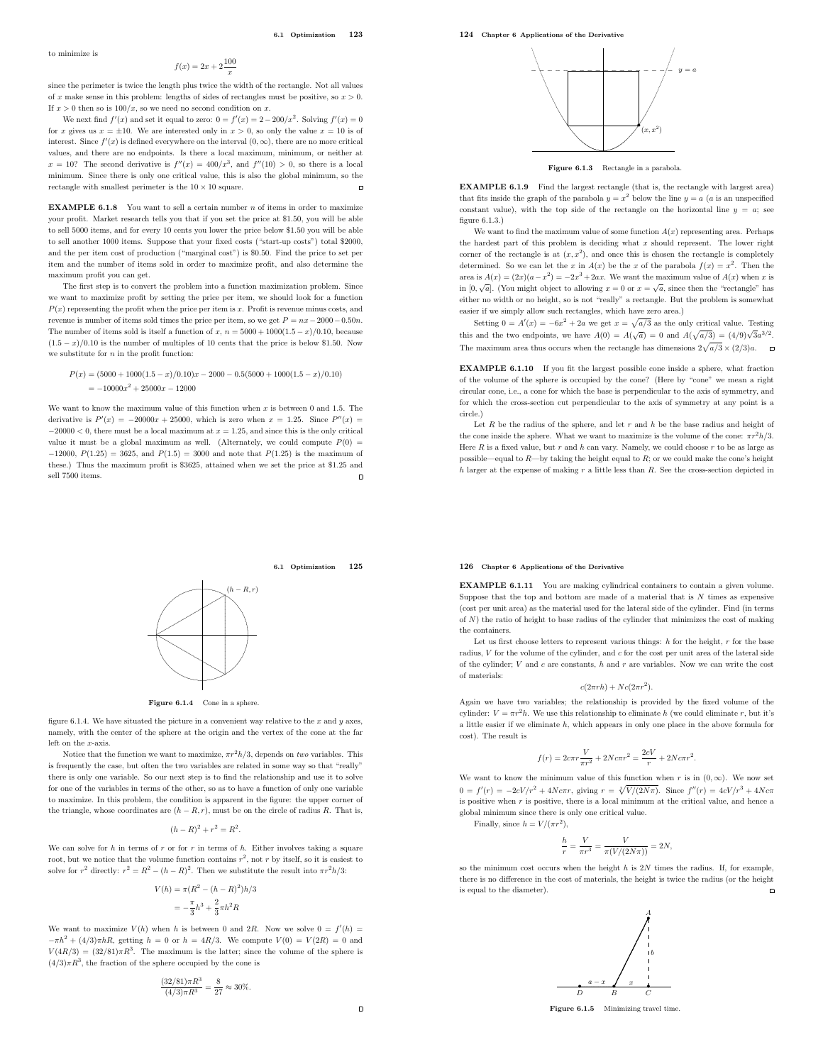to minimize is

$$f(x) = 2x + 2\frac{100}{x}$$

since the perimeter is twice the length plus twice the width of the rectangle. Not all values of $x$ make sense in this problem: lengths of sides of rectangles must be positive, so $x > 0$. If $x > 0$ then so is $100/x$, so we need no second condition on $x$.

We next find $f'(x)$ and set it equal to zero: $0 = f'(x) = 2 - 200/x^2$. Solving $f'(x) = 0$ for $x$ gives us $x = \pm 10$. We are interested only in $x > 0$, so only the value $x = 10$ is of interest. Since $f'(x)$ is defined everywhere on the interval $(0, \infty)$, there are no more critical values, and there are no endpoints. Is there a local maximum, minimum, or neither at $x = 10$? The second derivative is $f''(x) = 400/x^3$, and $f''(10) > 0$, so there is a local minimum. Since there is only one critical value, this is also the global minimum, so the rectangle with smallest perimeter is the $10 \times 10$ square. □

**EXAMPLE 6.1.8** You want to sell a certain number $n$ of items in order to maximize your profit. Market research tells you that if you set the price at \$1.50, you will be able to sell 5000 items, and for every 10 cents you lower the price below \$1.50 you will be able to sell another 1000 items. Suppose that your fixed costs ("start-up costs") total \$2000, and the per item cost of production ("marginal cost") is \$0.50. Find the price to set per item and the number of items sold in order to maximize profit, and also determine the maximum profit you can get.

The first step is to convert the problem into a function maximization problem. Since we want to maximize profit by setting the price per item, we should look for a function $P(x)$ representing the profit when the price per item is $x$. Profit is revenue minus costs, and revenue is number of items sold times the price per item, so we get $P = nx - 2000 - 0.50n$. The number of items sold is itself a function of $x$, $n = 5000 + 1000(1.5 - x)/0.10$, because $(1.5 - x)/0.10$ is the number of multiples of 10 cents that the price is below \$1.50. Now we substitute for $n$ in the profit function:

$$\begin{aligned} P(x) &= (5000 + 1000(1.5 - x)/0.10)x - 2000 - 0.5(5000 + 1000(1.5 - x)/0.10) \\ &= -10000x^2 + 25000x - 12000 \end{aligned}$$

We want to know the maximum value of this function when $x$ is between 0 and 1.5. The derivative is $P'(x) = -20000x + 25000$, which is zero when $x = 1.25$. Since $P''(x) = -20000 < 0$, there must be a local maximum at $x = 1.25$, and since this is the only critical value it must be a global maximum as well. (Alternately, we could compute $P(0) = -12000$, $P(1.25) = 3625$, and $P(1.5) = 3000$ and note that $P(1.25)$ is the maximum of these.) Thus the maximum profit is \$3625, attained when we set the price at \$1.25 and sell 7500 items. □

$y = a$

$(x, x^2)$

**Figure 6.1.3** Rectangle in a parabola.

**EXAMPLE 6.1.9** Find the largest rectangle (that is, the rectangle with largest area) that fits inside the graph of the parabola $y = x^2$ below the line $y = a$ ($a$ is an unspecified constant value), with the top side of the rectangle on the horizontal line $y = a$; see figure 6.1.3.)

We want to find the maximum value of some function $A(x)$ representing area. Perhaps the hardest part of this problem is deciding what $x$ should represent. The lower right corner of the rectangle is at $(x, x^2)$, and once this is chosen the rectangle is completely determined. So we can let the $x$ in $A(x)$ be the $x$ of the parabola $f(x) = x^2$. Then the area is $A(x) = (2x)(a - x^2) = -2x^3 + 2ax$. We want the maximum value of $A(x)$ when $x$ is in $[0, \sqrt{a}]$. (You might object to allowing $x = 0$ or $x = \sqrt{a}$, since then the "rectangle" has either no width or no height, so is not "really" a rectangle. But the problem is somewhat easier if we simply allow such rectangles, which have zero area.)

Setting $0 = A'(x) = -6x^2 + 2a$ we get $x = \sqrt{a/3}$ as the only critical value. Testing this and the two endpoints, we have $A(0) = A(\sqrt{a}) = 0$ and $A(\sqrt{a/3}) = (4/9)\sqrt{3}a^{3/2}$. The maximum area thus occurs when the rectangle has dimensions $2\sqrt{a/3} \times (2/3)a$. □

**EXAMPLE 6.1.10** If you fit the largest possible cone inside a sphere, what fraction of the volume of the sphere is occupied by the cone? (Here by "cone" we mean a right circular cone, i.e., a cone for which the base is perpendicular to the axis of symmetry, and for which the cross-section cut perpendicular to the axis of symmetry at any point is a circle.)

Let $R$ be the radius of the sphere, and let $r$ and $h$ be the base radius and height of the cone inside the sphere. What we want to maximize is the volume of the cone: $\pi r^2 h/3$. Here $R$ is a fixed value, but $r$ and $h$ can vary. Namely, we could choose $r$ to be as large as possible—equal to $R$—by taking the height equal to $R$; or we could make the cone's height $h$ larger at the expense of making $r$ a little less than $R$. See the cross-section depicted in

$(h - R, r)$

**Figure 6.1.4** Cone in a sphere.

figure 6.1.4. We have situated the picture in a convenient way relative to the $x$ and $y$ axes, namely, with the center of the sphere at the origin and the vertex of the cone at the far left on the $x$-axis.

Notice that the function we want to maximize, $\pi r^2 h/3$, depends on *two* variables. This is frequently the case, but often the two variables are related in some way so that "really" there is only one variable. So our next step is to find the relationship and use it to solve for one of the variables in terms of the other, so as to have a function of only one variable to maximize. In this problem, the condition is apparent in the figure: the upper corner of the triangle, whose coordinates are $(h - R, r)$, must be on the circle of radius $R$. That is,

$$(h - R)^2 + r^2 = R^2.$$

We can solve for $h$ in terms of $r$ or for $r$ in terms of $h$. Either involves taking a square root, but we notice that the volume function contains $r^2$, not $r$ by itself, so it is easiest to solve for $r^2$ directly: $r^2 = R^2 - (h - R)^2$. Then we substitute the result into $\pi r^2 h/3$:

$$\begin{aligned} V(h) &= \pi(R^2 - (h - R)^2)h/3 \\ &= -\frac{\pi}{3}h^3 + \frac{2}{3}\pi h^2 R \end{aligned}$$

We want to maximize $V(h)$ when $h$ is between 0 and $2R$. Now we solve $0 = f'(h) = -\pi h^2 + (4/3)\pi hR$, getting $h = 0$ or $h = 4R/3$. We compute $V(0) = V(2R) = 0$ and $V(4R/3) = (32/81)\pi R^3$. The maximum is the latter; since the volume of the sphere is $(4/3)\pi R^3$, the fraction of the sphere occupied by the cone is

$$\frac{(32/81)\pi R^3}{(4/3)\pi R^3} = \frac{8}{27} \approx 30\%.$$

□

**EXAMPLE 6.1.11** You are making cylindrical containers to contain a given volume. Suppose that the top and bottom are made of a material that is $N$ times as expensive (cost per unit area) as the material used for the lateral side of the cylinder. Find (in terms of $N$) the ratio of height to base radius of the cylinder that minimizes the cost of making the containers.

Let us first choose letters to represent various things: $h$ for the height, $r$ for the base radius, $V$ for the volume of the cylinder, and $c$ for the cost per unit area of the lateral side of the cylinder; $V$ and $c$ are constants, $h$ and $r$ are variables. Now we can write the cost of materials:

$$c(2\pi rh) + Nc(2\pi r^2).$$

Again we have two variables; the relationship is provided by the fixed volume of the cylinder: $V = \pi r^2 h$. We use this relationship to eliminate $h$ (we could eliminate $r$, but it's a little easier if we eliminate $h$, which appears in only one place in the above formula for cost). The result is

$$f(r) = 2c\pi r\frac{V}{\pi r^2} + 2Nc\pi r^2 = \frac{2cV}{r} + 2Nc\pi r^2.$$

We want to know the minimum value of this function when $r$ is in $(0, \infty)$. We now set $0 = f'(r) = -2cV/r^2 + 4Nc\pi r$, giving $r = \sqrt[3]{V/(2N\pi)}$. Since $f''(r) = 4cV/r^3 + 4Nc\pi$ is positive when $r$ is positive, there is a local minimum at the critical value, and hence a global minimum since there is only one critical value.

Finally, since $h = V/(\pi r^2)$,

$$\frac{h}{r} = \frac{V}{\pi r^3} = \frac{V}{\pi(V/(2N\pi))} = 2N,$$

so the minimum cost occurs when the height $h$ is $2N$ times the radius. If, for example, there is no difference in the cost of materials, the height is twice the radius (or the height is equal to the diameter). □

A

b

$a - x$

$x$

D

B

C

**Figure 6.1.5** Minimizing travel time.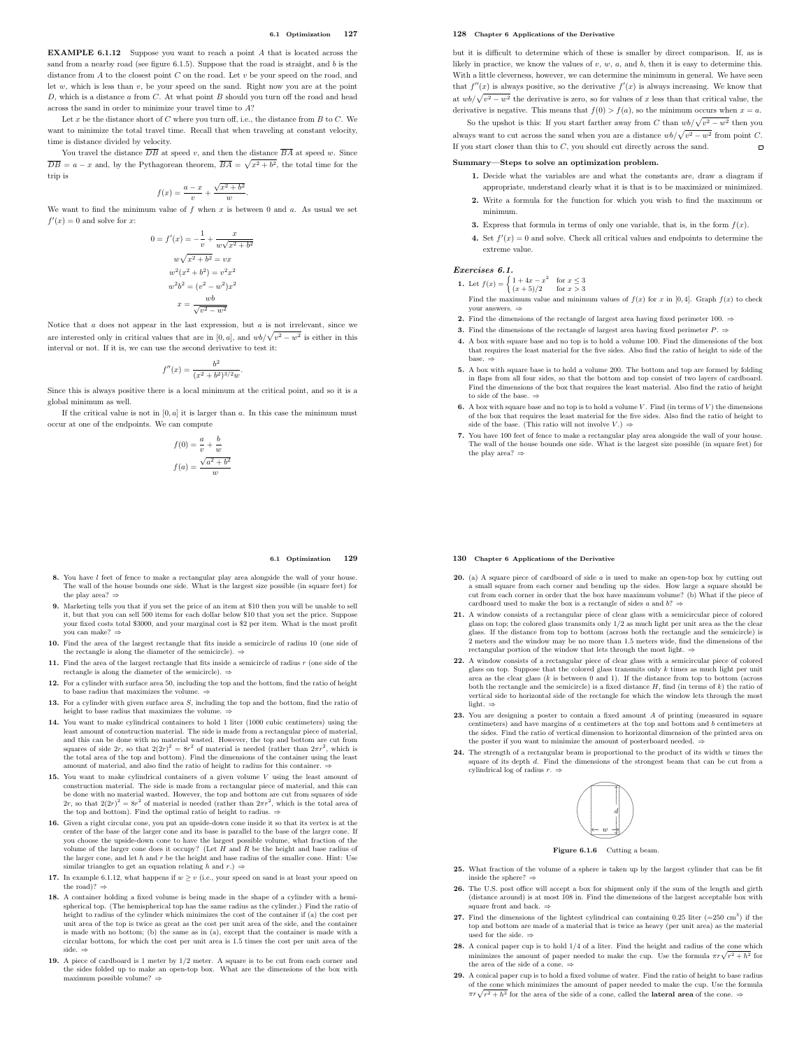**EXAMPLE 6.1.12** Suppose you want to reach a point $A$ that is located across the sand from a nearby road (see figure 6.1.5). Suppose that the road is straight, and $b$ is the distance from $A$ to the closest point $C$ on the road. Let $v$ be your speed on the road, and let $w$, which is less than $v$, be your speed on the sand. Right now you are at the point $D$, which is a distance $a$ from $C$. At what point $B$ should you turn off the road and head across the sand in order to minimize your travel time to $A$?

Let $x$ be the distance short of $C$ where you turn off, i.e., the distance from $B$ to $C$. We want to minimize the total travel time. Recall that when traveling at constant velocity, time is distance divided by velocity.

You travel the distance $\overline{DB}$ at speed $v$, and then the distance $\overline{BA}$ at speed $w$. Since $\overline{DB} = a - x$ and, by the Pythagorean theorem, $\overline{BA} = \sqrt{x^2 + b^2}$, the total time for the trip is

$$f(x) = \frac{a - x}{v} + \frac{\sqrt{x^2 + b^2}}{w}.$$

We want to find the minimum value of $f$ when $x$ is between 0 and $a$. As usual we set $f'(x) = 0$ and solve for $x$:

$$0 = f'(x) = -\frac{1}{v} + \frac{x}{w\sqrt{x^2 + b^2}}$$

$$w\sqrt{x^2 + b^2} = vx$$

$$w^2(x^2 + b^2) = v^2x^2$$

$$w^2b^2 = (v^2 - w^2)x^2$$

$$x = \frac{wb}{\sqrt{v^2 - w^2}}$$

Notice that $a$ does not appear in the last expression, but $a$ is not irrelevant, since we are interested only in critical values that are in $[0, a]$, and $wb/\sqrt{v^2 - w^2}$ is either in this interval or not. If it is, we can use the second derivative to test it:

$$f''(x) = \frac{b^2}{(x^2 + b^2)^{3/2}w}.$$

Since this is always positive there is a local minimum at the critical point, and so it is a global minimum as well.

If the critical value is not in $[0, a]$ it is larger than $a$. In this case the minimum must occur at one of the endpoints. We can compute

$$f(0) = \frac{a}{v} + \frac{b}{w}$$

$$f(a) = \frac{\sqrt{a^2 + b^2}}{w}$$

but it is difficult to determine which of these is smaller by direct comparison. If, as is likely in practice, we know the values of $v$, $w$, $a$, and $b$, then it is easy to determine this. With a little cleverness, however, we can determine the minimum in general. We have seen that $f''(x)$ is always positive, so the derivative $f'(x)$ is always increasing. We know that at $wb/\sqrt{v^2 - w^2}$ the derivative is zero, so for values of $x$ less than that critical value, the derivative is negative. This means that $f(0) > f(a)$, so the minimum occurs when $x = a$.

So the upshot is this: If you start farther away from $C$ than $wb/\sqrt{v^2 - w^2}$ then you always want to cut across the sand when you are a distance $wb/\sqrt{v^2 - w^2}$ from point $C$. If you start closer than this to $C$, you should cut directly across the sand. □

**Summary—Steps to solve an optimization problem.**

1. Decide what the variables are and what the constants are, draw a diagram if appropriate, understand clearly what it is that is to be maximized or minimized.
2. Write a formula for the function for which you wish to find the maximum or minimum.
3. Express that formula in terms of only one variable, that is, in the form $f(x)$.
4. Set $f'(x) = 0$ and solve. Check all critical values and endpoints to determine the extreme value.

### *Exercises 6.1.*

1. Let $f(x) = \begin{cases} 1 + 4x - x^2 & \text{for } x \le 3 \\ (x + 5)/2 & \text{for } x > 3 \end{cases}$
   Find the maximum value and minimum values of $f(x)$ for $x$ in $[0, 4]$. Graph $f(x)$ to check your answers. ⇒
2. Find the dimensions of the rectangle of largest area having fixed perimeter 100. ⇒
3. Find the dimensions of the rectangle of largest area having fixed perimeter $P$. ⇒
4. A box with square base and no top is to hold a volume 100. Find the dimensions of the box that requires the least material for the five sides. Also find the ratio of height to side of the base. ⇒
5. A box with square base is to hold a volume 200. The bottom and top are formed by folding in flaps from all four sides, so that the bottom and top consist of two layers of cardboard. Find the dimensions of the box that requires the least material. Also find the ratio of height to side of the base. ⇒
6. A box with square base and no top is to hold a volume $V$. Find (in terms of $V$) the dimensions of the box that requires the least material for the five sides. Also find the ratio of height to side of the base. (This ratio will not involve $V$.) ⇒
7. You have 100 feet of fence to make a rectangular play area alongside the wall of your house. The wall of the house bounds one side. What is the largest size possible (in square feet) for the play area? ⇒
8. You have $l$ feet of fence to make a rectangular play area alongside the wall of your house. The wall of the house bounds one side. What is the largest size possible (in square feet) for the play area? ⇒
9. Marketing tells you that if you set the price of an item at \$10 then you will be unable to sell it, but that you can sell 500 items for each dollar below \$10 that you set the price. Suppose your fixed costs total \$3000, and your marginal cost is \$2 per item. What is the most profit you can make? ⇒
10. Find the area of the largest rectangle that fits inside a semicircle of radius 10 (one side of the rectangle is along the diameter of the semicircle). ⇒
11. Find the area of the largest rectangle that fits inside a semicircle of radius $r$ (one side of the rectangle is along the diameter of the semicircle). ⇒
12. For a cylinder with surface area 50, including the top and the bottom, find the ratio of height to base radius that maximizes the volume. ⇒
13. For a cylinder with given surface area $S$, including the top and the bottom, find the ratio of height to base radius that maximizes the volume. ⇒
14. You want to make cylindrical containers to hold 1 liter (1000 cubic centimeters) using the least amount of construction material. The side is made from a rectangular piece of material, and this can be done with no material wasted. However, the top and bottom are cut from squares of side $2r$, so that $2(2r)^2 = 8r^2$ of material is needed (rather than $2\pi r^2$, which is the total area of the top and bottom). Find the dimensions of the container using the least amount of material, and also find the ratio of height to radius for this container. ⇒
15. You want to make cylindrical containers of a given volume $V$ using the least amount of construction material. The side is made from a rectangular piece of material, and this can be done with no material wasted. However, the top and bottom are cut from squares of side $2r$, so that $2(2r)^2 = 8r^2$ of material is needed (rather than $2\pi r^2$, which is the total area of the top and bottom). Find the optimal ratio of height to radius. ⇒
16. Given a right circular cone, you put an upside-down cone inside it so that its vertex is at the center of the base of the larger cone and its base is parallel to the base of the larger cone. If you choose the upside-down cone to have the largest possible volume, what fraction of the volume of the larger cone does it occupy? (Let $H$ and $R$ be the height and base radius of the larger cone, and let $h$ and $r$ be the height and base radius of the smaller cone. Hint: Use similar triangles to get an equation relating $h$ and $r$.) ⇒
17. In example 6.1.12, what happens if $w \ge v$ (i.e., your speed on sand is at least your speed on the road)? ⇒
18. A container holding a fixed volume is being made in the shape of a cylinder with a hemispherical top. (The hemispherical top has the same radius as the cylinder.) Find the ratio of height to radius of the cylinder which minimizes the cost of the container if (a) the cost per unit area of the top is twice as great as the cost per unit area of the side, and the container is made with no bottom; (b) the same as in (a), except that the container is made with a circular bottom, for which the cost per unit area is 1.5 times the cost per unit area of the side. ⇒
19. A piece of cardboard is 1 meter by 1/2 meter. A square is to be cut from each corner and the sides folded up to make an open-top box. What are the dimensions of the box with maximum possible volume? ⇒
20. (a) A square piece of cardboard of side $a$ is used to make an open-top box by cutting out a small square from each corner and bending up the sides. How large a square should be cut from each corner in order that the box have maximum volume? (b) What if the piece of cardboard used to make the box is a rectangle of sides $a$ and $b$? ⇒
21. A window consists of a rectangular piece of clear glass with a semicircular piece of colored glass on top; the colored glass transmits only 1/2 as much light per unit area as the clear glass. If the distance from top to bottom (across both the rectangle and the semicircle) is 2 meters and the window may be no more than 1.5 meters wide, find the dimensions of the rectangular portion of the window that lets through the most light. ⇒
22. A window consists of a rectangular piece of clear glass with a semicircular piece of colored glass on top. Suppose that the colored glass transmits only $k$ times as much light per unit area as the clear glass ($k$ is between 0 and 1). If the distance from top to bottom (across both the rectangle and the semicircle) is a fixed distance $H$, find (in terms of $k$) the ratio of vertical side to horizontal side of the rectangle for which the window lets through the most light. ⇒
23. You are designing a poster to contain a fixed amount $A$ of printing (measured in square centimeters) and have margins of $a$ centimeters at the top and bottom and $b$ centimeters at the sides. Find the ratio of vertical dimension to horizontal dimension of the printed area on the poster if you want to minimize the amount of posterboard needed. ⇒
24. The strength of a rectangular beam is proportional to the product of its width $w$ times the square of its depth $d$. Find the dimensions of the strongest beam that can be cut from a cylindrical log of radius $r$. ⇒

Figure 6.1.6 Cutting a beam.

25. What fraction of the volume of a sphere is taken up by the largest cylinder that can be fit inside the sphere? ⇒
26. The U.S. post office will accept a box for shipment only if the sum of the length and girth (distance around) is at most 108 in. Find the dimensions of the largest acceptable box with square front and back. ⇒
27. Find the dimensions of the lightest cylindrical can containing 0.25 liter (=250 cm$^3$) if the top and bottom are made of a material that is twice as heavy (per unit area) as the material used for the side. ⇒
28. A conical paper cup is to hold 1/4 of a liter. Find the height and radius of the cone which minimizes the amount of paper needed to make the cup. Use the formula $\pi r\sqrt{r^2 + h^2}$ for the area of the side of a cone. ⇒
29. A conical paper cup is to hold a fixed volume of water. Find the ratio of height to base radius of the cone which minimizes the amount of paper needed to make the cup. Use the formula $\pi r\sqrt{r^2 + h^2}$ for the area of the side of a cone, called the **lateral area** of the cone. ⇒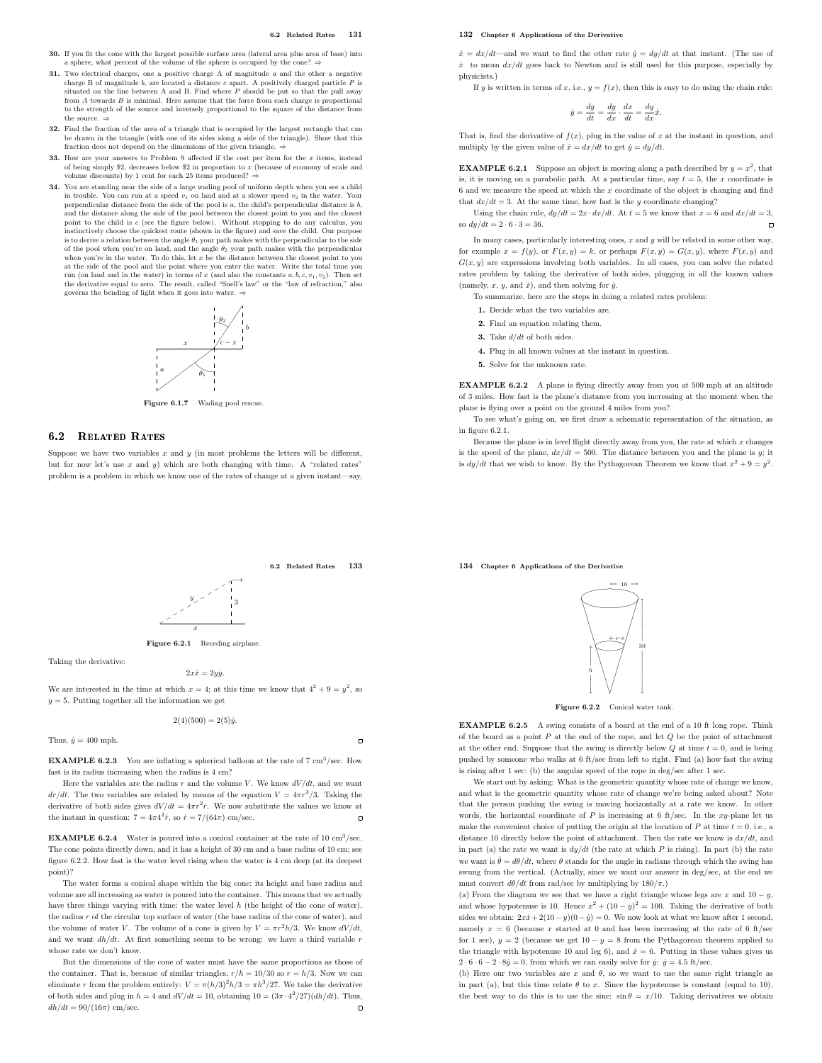**30.** If you fit the cone with the largest possible surface area (lateral area plus area of base) into a sphere, what percent of the volume of the sphere is occupied by the cone? ⇒

**31.** Two electrical charges, one a positive charge A of magnitude $a$ and the other a negative charge B of magnitude $b$, are located a distance $c$ apart. A positively charged particle $P$ is situated on the line between A and B. Find where $P$ should be put so that the pull away from $A$ towards $B$ is minimal. Here assume that the force from each charge is proportional to the strength of the source and inversely proportional to the square of the distance from the source. ⇒

**32.** Find the fraction of the area of a triangle that is occupied by the largest rectangle that can be drawn in the triangle (with one of its sides along a side of the triangle). Show that this fraction does not depend on the dimensions of the given triangle. ⇒

**33.** How are your answers to Problem 9 affected if the cost per item for the $x$ items, instead of being simply \$2, decreases below \$2 in proportion to $x$ (because of economy of scale and volume discounts) by 1 cent for each 25 items produced? ⇒

**34.** You are standing near the side of a large wading pool of uniform depth when you see a child in trouble. You can run at a speed $v_1$ on land and at a slower speed $v_2$ in the water. Your perpendicular distance from the side of the pool is $a$, the child's perpendicular distance is $b$, and the distance along the side of the pool between the closest point to you and the closest point to the child is $c$ (see the figure below). Without stopping to do any calculus, you instinctively choose the quickest route (shown in the figure) and save the child. Our purpose is to derive a relation between the angle $\theta_1$ your path makes with the perpendicular to the side of the pool when you're on land, and the angle $\theta_2$ your path makes with the perpendicular when you're in the water. To do this, let $x$ be the distance between the closest point to you at the side of the pool and the point where you enter the water. Write the total time you run (on land and in the water) in terms of $x$ (and also the constants $a, b, c, v_1, v_2$). Then set the derivative equal to zero. The result, called "Snell's law" or the "law of refraction," also governs the bending of light when it goes into water. ⇒

Figure 6.1.7 Wading pool rescue.

## 6.2 Related Rates

Suppose we have two variables $x$ and $y$ (in most problems the letters will be different, but for now let's use $x$ and $y$) which are both changing with time. A "related rates" problem is a problem in which we know one of the rates of change at a given instant—say, $\dot{x} = dx/dt$—and we want to find the other rate $\dot{y} = dy/dt$ at that instant. (The use of $\dot{x}$ to mean $dx/dt$ goes back to Newton and is still used for this purpose, especially by physicists.)

If $y$ is written in terms of $x$, i.e., $y = f(x)$, then this is easy to do using the chain rule:

$$\dot{y} = \frac{dy}{dt} = \frac{dy}{dx} \cdot \frac{dx}{dt} = \frac{dy}{dx}\dot{x}.$$

That is, find the derivative of $f(x)$, plug in the value of $x$ at the instant in question, and multiply by the given value of $\dot{x} = dx/dt$ to get $\dot{y} = dy/dt$.

**EXAMPLE 6.2.1** Suppose an object is moving along a path described by $y = x^2$, that is, it is moving on a parabolic path. At a particular time, say $t = 5$, the $x$ coordinate is 6 and we measure the speed at which the $x$ coordinate of the object is changing and find that $dx/dt = 3$. At the same time, how fast is the $y$ coordinate changing?

Using the chain rule, $dy/dt = 2x \cdot dx/dt$. At $t = 5$ we know that $x = 6$ and $dx/dt = 3$, so $dy/dt = 2 \cdot 6 \cdot 3 = 36$. □

In many cases, particularly interesting ones, $x$ and $y$ will be related in some other way, for example $x = f(y)$, or $F(x, y) = k$, or perhaps $F(x, y) = G(x, y)$, where $F(x, y)$ and $G(x, y)$ are expressions involving both variables. In all cases, you can solve the related rates problem by taking the derivative of both sides, plugging in all the known values (namely, $x$, $y$, and $\dot{x}$), and then solving for $\dot{y}$.

To summarize, here are the steps in doing a related rates problem:

1. Decide what the two variables are.
2. Find an equation relating them.
3. Take $d/dt$ of both sides.
4. Plug in all known values at the instant in question.
5. Solve for the unknown rate.

**EXAMPLE 6.2.2** A plane is flying directly away from you at 500 mph at an altitude of 3 miles. How fast is the plane's distance from you increasing at the moment when the plane is flying over a point on the ground 4 miles from you?

To see what's going on, we first draw a schematic representation of the situation, as in figure 6.2.1.

Because the plane is in level flight directly away from you, the rate at which $x$ changes is the speed of the plane, $dx/dt = 500$. The distance between you and the plane is $y$; it is $dy/dt$ that we wish to know. By the Pythagorean Theorem we know that $x^2 + 9 = y^2$.

Figure 6.2.1 Receding airplane.

Taking the derivative:

$$2x\dot{x} = 2y\dot{y}.$$

We are interested in the time at which $x = 4$; at this time we know that $4^2 + 9 = y^2$, so $y = 5$. Putting together all the information we get

$$2(4)(500) = 2(5)\dot{y}.$$

Thus, $\dot{y} = 400$ mph. □

**EXAMPLE 6.2.3** You are inflating a spherical balloon at the rate of 7 cm$^3$/sec. How fast is its radius increasing when the radius is 4 cm?

Here the variables are the radius $r$ and the volume $V$. We know $dV/dt$, and we want $dr/dt$. The two variables are related by means of the equation $V = 4\pi r^3/3$. Taking the derivative of both sides gives $dV/dt = 4\pi r^2 \dot{r}$. We now substitute the values we know at the instant in question: $7 = 4\pi 4^2 \dot{r}$, so $\dot{r} = 7/(64\pi)$ cm/sec. □

**EXAMPLE 6.2.4** Water is poured into a conical container at the rate of 10 cm$^3$/sec. The cone points directly down, and it has a height of 30 cm and a base radius of 10 cm; see figure 6.2.2. How fast is the water level rising when the water is 4 cm deep (at its deepest point)?

The water forms a conical shape within the big cone; its height and base radius and volume are all increasing as water is poured into the container. This means that we actually have three things varying with time: the water level $h$ (the height of the cone of water), the radius $r$ of the circular top surface of water (the base radius of the cone of water), and the volume of water $V$. The volume of a cone is given by $V = \pi r^2 h/3$. We know $dV/dt$, and we want $dh/dt$. At first something seems to be wrong: we have a third variable $r$ whose rate we don't know.

But the dimensions of the cone of water must have the same proportions as those of the container. That is, because of similar triangles, $r/h = 10/30$ so $r = h/3$. Now we can eliminate $r$ from the problem entirely: $V = \pi(h/3)^2 h/3 = \pi h^3/27$. We take the derivative of both sides and plug in $h = 4$ and $dV/dt = 10$, obtaining $10 = (3\pi \cdot 4^2/27)(dh/dt)$. Thus, $dh/dt = 90/(16\pi)$ cm/sec. □

Figure 6.2.2 Conical water tank.

**EXAMPLE 6.2.5** A swing consists of a board at the end of a 10 ft long rope. Think of the board as a point $P$ at the end of the rope, and let $Q$ be the point of attachment at the other end. Suppose that the swing is directly below $Q$ at time $t = 0$, and is being pushed by someone who walks at 6 ft/sec from left to right. Find (a) how fast the swing is rising after 1 sec; (b) the angular speed of the rope in deg/sec after 1 sec.

We start out by asking: What is the geometric quantity whose rate of change we know, and what is the geometric quantity whose rate of change we're being asked about? Note that the person pushing the swing is moving horizontally at a rate we know. In other words, the horizontal coordinate of $P$ is increasing at 6 ft/sec. In the $xy$-plane let us make the convenient choice of putting the origin at the location of $P$ at time $t = 0$, i.e., a distance 10 directly below the point of attachment. Then the rate we know is $dx/dt$, and in part (a) the rate we want is $dy/dt$ (the rate at which $P$ is rising). In part (b) the rate we want is $\dot{\theta} = d\theta/dt$, where $\theta$ stands for the angle in radians through which the swing has swung from the vertical. (Actually, since we want our answer in deg/sec, at the end we must convert $d\theta/dt$ from rad/sec by multiplying by $180/\pi$.)

(a) From the diagram we see that we have a right triangle whose legs are $x$ and $10 - y$, and whose hypotenuse is 10. Hence $x^2 + (10 - y)^2 = 100$. Taking the derivative of both sides we obtain: $2x\dot{x} + 2(10 - y)(0 - \dot{y}) = 0$. We now look at what we know after 1 second, namely $x = 6$ (because $x$ started at 0 and has been increasing at the rate of 6 ft/sec for 1 sec), $y = 2$ (because we get $10 - y = 8$ from the Pythagorean theorem applied to the triangle with hypotenuse 10 and leg 6), and $\dot{x} = 6$. Putting in these values gives us $2 \cdot 6 \cdot 6 - 2 \cdot 8\dot{y} = 0$, from which we can easily solve for $\dot{y}$: $\dot{y} = 4.5$ ft/sec.

(b) Here our two variables are $x$ and $\theta$, so we want to use the same right triangle as in part (a), but this time relate $\theta$ to $x$. Since the hypotenuse is constant (equal to 10), the best way to do this is to use the sine: $\sin\theta = x/10$. Taking derivatives we obtain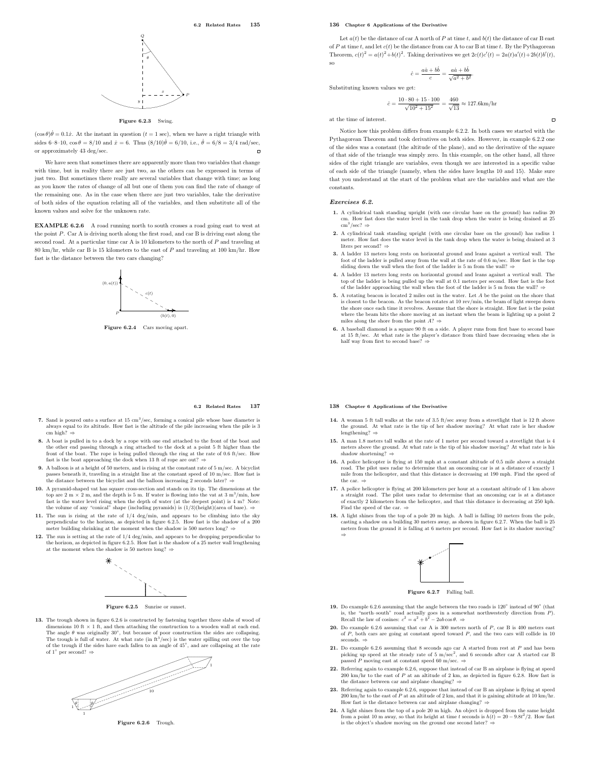Figure 6.2.3 Swing.

$(\cos\theta)\dot\theta = 0.1\dot x$. At the instant in question ($t = 1$ sec), when we have a right triangle with sides 6–8–10, $\cos\theta = 8/10$ and $\dot x = 6$. Thus $(8/10)\dot\theta = 6/10$, i.e., $\dot\theta = 6/8 = 3/4$ rad/sec, or approximately 43 deg/sec. □

We have seen that sometimes there are apparently more than two variables that change with time, but in reality there are just two, as the others can be expressed in terms of just two. But sometimes there really are several variables that change with time; as long as you know the rates of change of all but one of them you can find the rate of change of the remaining one. As in the case when there are just two variables, take the derivative of both sides of the equation relating all of the variables, and then substitute all of the known values and solve for the unknown rate.

**EXAMPLE 6.2.6** A road running north to south crosses a road going east to west at the point $P$. Car A is driving north along the first road, and car B is driving east along the second road. At a particular time car A is 10 kilometers to the north of $P$ and traveling at 80 km/hr, while car B is 15 kilometers to the east of $P$ and traveling at 100 km/hr. How fast is the distance between the two cars changing?

Figure 6.2.4 Cars moving apart.

Let $a(t)$ be the distance of car A north of $P$ at time $t$, and $b(t)$ the distance of car B east of $P$ at time $t$, and let $c(t)$ be the distance from car A to car B at time $t$. By the Pythagorean Theorem, $c(t)^2 = a(t)^2 + b(t)^2$. Taking derivatives we get $2c(t)c'(t) = 2a(t)a'(t) + 2b(t)b'(t)$, so

$$\dot c = \frac{a\dot a + b\dot b}{c} = \frac{a\dot a + b\dot b}{\sqrt{a^2+b^2}}.$$

Substituting known values we get:

$$\dot c = \frac{10\cdot 80 + 15\cdot 100}{\sqrt{10^2+15^2}} = \frac{460}{\sqrt{13}} \approx 127.6\text{km/hr}$$

at the time of interest. □

Notice how this problem differs from example 6.2.2. In both cases we started with the Pythagorean Theorem and took derivatives on both sides. However, in example 6.2.2 one of the sides was a constant (the altitude of the plane), and so the derivative of the square of that side of the triangle was simply zero. In this example, on the other hand, all three sides of the right triangle are variables, even though we are interested in a specific value of each side of the triangle (namely, when the sides have lengths 10 and 15). Make sure that you understand at the start of the problem what are the variables and what are the constants.

### *Exercises 6.2.*

**1.** A cylindrical tank standing upright (with one circular base on the ground) has radius 20 cm. How fast does the water level in the tank drop when the water is being drained at 25 cm$^3$/sec? ⇒

**2.** A cylindrical tank standing upright (with one circular base on the ground) has radius 1 meter. How fast does the water level in the tank drop when the water is being drained at 3 liters per second? ⇒

**3.** A ladder 13 meters long rests on horizontal ground and leans against a vertical wall. The foot of the ladder is pulled away from the wall at the rate of 0.6 m/sec. How fast is the top sliding down the wall when the foot of the ladder is 5 m from the wall? ⇒

**4.** A ladder 13 meters long rests on horizontal ground and leans against a vertical wall. The top of the ladder is being pulled up the wall at 0.1 meters per second. How fast is the foot of the ladder approaching the wall when the foot of the ladder is 5 m from the wall? ⇒

**5.** A rotating beacon is located 2 miles out in the water. Let $A$ be the point on the shore that is closest to the beacon. As the beacon rotates at 10 rev/min, the beam of light sweeps down the shore once each time it revolves. Assume that the shore is straight. How fast is the point where the beam hits the shore moving at an instant when the beam is lighting up a point 2 miles along the shore from the point $A$? ⇒

**6.** A baseball diamond is a square 90 ft on a side. A player runs from first base to second base at 15 ft/sec. At what rate is the player's distance from third base decreasing when she is half way from first to second base? ⇒

**7.** Sand is poured onto a surface at 15 cm$^3$/sec, forming a conical pile whose base diameter is always equal to its altitude. How fast is the altitude of the pile increasing when the pile is 3 cm high? ⇒

**8.** A boat is pulled in to a dock by a rope with one end attached to the front of the boat and the other end passing through a ring attached to the dock at a point 5 ft higher than the front of the boat. The rope is being pulled through the ring at the rate of 0.6 ft/sec. How fast is the boat approaching the dock when 13 ft of rope are out? ⇒

**9.** A balloon is at a height of 50 meters, and is rising at the constant rate of 5 m/sec. A bicyclist passes beneath it, traveling in a straight line at the constant speed of 10 m/sec. How fast is the distance between the bicyclist and the balloon increasing 2 seconds later? ⇒

**10.** A pyramid-shaped vat has square cross-section and stands on its tip. The dimensions at the top are 2 m × 2 m, and the depth is 5 m. If water is flowing into the vat at 3 m$^3$/min, how fast is the water level rising when the depth of water (at the deepest point) is 4 m? Note: the volume of any "conical" shape (including pyramids) is (1/3)(height)(area of base). ⇒

**11.** The sun is rising at the rate of 1/4 deg/min, and appears to be climbing into the sky perpendicular to the horizon, as depicted in figure 6.2.5. How fast is the shadow of a 200 meter building shrinking at the moment when the shadow is 500 meters long? ⇒

**12.** The sun is setting at the rate of 1/4 deg/min, and appears to be dropping perpendicular to the horizon, as depicted in figure 6.2.5. How fast is the shadow of a 25 meter wall lengthening at the moment when the shadow is 50 meters long? ⇒

Figure 6.2.5 Sunrise or sunset.

**13.** The trough shown in figure 6.2.6 is constructed by fastening together three slabs of wood of dimensions 10 ft × 1 ft, and then attaching the construction to a wooden wall at each end. The angle $\theta$ was originally 30°, but because of poor construction the sides are collapsing. The trough is full of water. At what rate (in ft$^3$/sec) is the water spilling out over the top of the trough if the sides have each fallen to an angle of 45°, and are collapsing at the rate of 1° per second? ⇒

Figure 6.2.6 Trough.

**14.** A woman 5 ft tall walks at the rate of 3.5 ft/sec away from a streetlight that is 12 ft above the ground. At what rate is the tip of her shadow moving? At what rate is her shadow lengthening? ⇒

**15.** A man 1.8 meters tall walks at the rate of 1 meter per second toward a streetlight that is 4 meters above the ground. At what rate is the tip of his shadow moving? At what rate is his shadow shortening? ⇒

**16.** A police helicopter is flying at 150 mph at a constant altitude of 0.5 mile above a straight road. The pilot uses radar to determine that an oncoming car is at a distance of exactly 1 mile from the helicopter, and that this distance is decreasing at 190 mph. Find the speed of the car. ⇒

**17.** A police helicopter is flying at 200 kilometers per hour at a constant altitude of 1 km above a straight road. The pilot uses radar to determine that an oncoming car is at a distance of exactly 2 kilometers from the helicopter, and that this distance is decreasing at 250 kph. Find the speed of the car. ⇒

**18.** A light shines from the top of a pole 20 m high. A ball is falling 10 meters from the pole, casting a shadow on a building 30 meters away, as shown in figure 6.2.7. When the ball is 25 meters from the ground it is falling at 6 meters per second. How fast is its shadow moving? ⇒

Figure 6.2.7 Falling ball.

**19.** Do example 6.2.6 assuming that the angle between the two roads is 120° instead of 90° (that is, the "north–south" road actually goes in a somewhat northwesterly direction from $P$). Recall the law of cosines: $c^2 = a^2 + b^2 - 2ab\cos\theta$. ⇒

**20.** Do example 6.2.6 assuming that car A is 300 meters north of $P$, car B is 400 meters east of $P$, both cars are going at constant speed toward $P$, and the two cars will collide in 10 seconds. ⇒

**21.** Do example 6.2.6 assuming that 8 seconds ago car A started from rest at $P$ and has been picking up speed at the steady rate of 5 m/sec$^2$, and 6 seconds after car A started car B passed $P$ moving east at constant speed 60 m/sec. ⇒

**22.** Referring again to example 6.2.6, suppose that instead of car B an airplane is flying at speed 200 km/hr to the east of $P$ at an altitude of 2 km, as depicted in figure 6.2.8. How fast is the distance between car and airplane changing? ⇒

**23.** Referring again to example 6.2.6, suppose that instead of car B an airplane is flying at speed 200 km/hr to the east of $P$ at an altitude of 2 km, and that it is gaining altitude at 10 km/hr. How fast is the distance between car and airplane changing? ⇒

**24.** A light shines from the top of a pole 20 m high. An object is dropped from the same height from a point 10 m away, so that its height at time $t$ seconds is $h(t) = 20 - 9.8t^2/2$. How fast is the object's shadow moving on the ground one second later? ⇒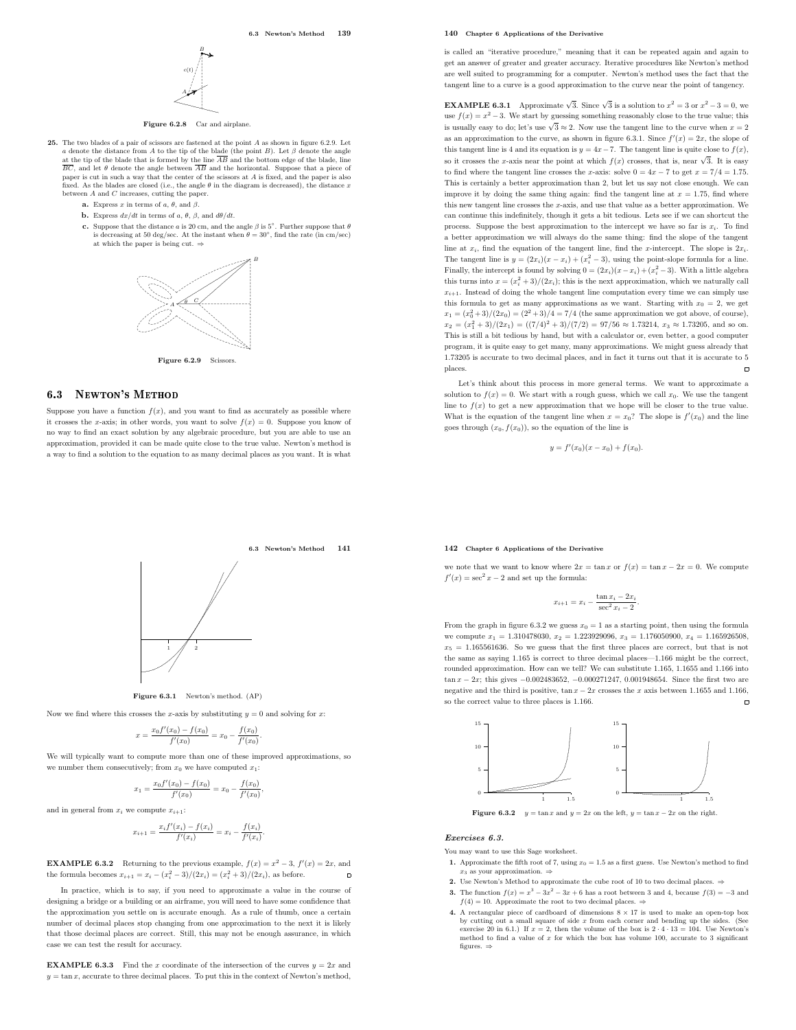**Figure 6.2.8** Car and airplane.

**25.** The two blades of a pair of scissors are fastened at the point $A$ as shown in figure 6.2.9. Let $a$ denote the distance from $A$ to the tip of the blade (the point $B$). Let $\beta$ denote the angle at the tip of the blade that is formed by the line $\overline{AB}$ and the bottom edge of the blade, line $\overline{BC}$, and let $\theta$ denote the angle between $\overline{AB}$ and the horizontal. Suppose that a piece of paper is cut in such a way that the center of the scissors at $A$ is fixed, and the paper is also fixed. As the blades are closed (i.e., the angle $\theta$ in the diagram is decreased), the distance $x$ between $A$ and $C$ increases, cutting the paper.

- **a.** Express $x$ in terms of $a$, $\theta$, and $\beta$.
- **b.** Express $dx/dt$ in terms of $a$, $\theta$, $\beta$, and $d\theta/dt$.
- **c.** Suppose that the distance $a$ is 20 cm, and the angle $\beta$ is $5^\circ$. Further suppose that $\theta$ is decreasing at 50 deg/sec. At the instant when $\theta = 30^\circ$, find the rate (in cm/sec) at which the paper is being cut. ⇒

**Figure 6.2.9** Scissors.

## 6.3 Newton's Method

Suppose you have a function $f(x)$, and you want to find as accurately as possible where it crosses the $x$-axis; in other words, you want to solve $f(x) = 0$. Suppose you know of no way to find an exact solution by any algebraic procedure, but you are able to use an approximation, provided it can be made quite close to the true value. Newton's method is a way to find a solution to the equation to as many decimal places as you want. It is what is called an "iterative procedure," meaning that it can be repeated again and again to get an answer of greater and greater accuracy. Iterative procedures like Newton's method are well suited to programming for a computer. Newton's method uses the fact that the tangent line to a curve is a good approximation to the curve near the point of tangency.

**EXAMPLE 6.3.1** Approximate $\sqrt{3}$. Since $\sqrt{3}$ is a solution to $x^2 = 3$ or $x^2 - 3 = 0$, we use $f(x) = x^2 - 3$. We start by guessing something reasonably close to the true value; this is usually easy to do; let's use $\sqrt{3} \approx 2$. Now use the tangent line to the curve when $x = 2$ as an approximation to the curve, as shown in figure 6.3.1. Since $f'(x) = 2x$, the slope of this tangent line is 4 and its equation is $y = 4x - 7$. The tangent line is quite close to $f(x)$, so it crosses the $x$-axis near the point at which $f(x)$ crosses, that is, near $\sqrt{3}$. It is easy to find where the tangent line crosses the $x$-axis: solve $0 = 4x - 7$ to get $x = 7/4 = 1.75$. This is certainly a better approximation than 2, but let us say not close enough. We can improve it by doing the same thing again: find the tangent line at $x = 1.75$, find where this new tangent line crosses the $x$-axis, and use that value as a better approximation. We can continue this indefinitely, though it gets a bit tedious. Lets see if we can shortcut the process. Suppose the best approximation to the intercept we have so far is $x_i$. To find a better approximation we will always do the same thing: find the slope of the tangent line at $x_i$, find the equation of the tangent line, find the $x$-intercept. The slope is $2x_i$. The tangent line is $y = (2x_i)(x - x_i) + (x_i^2 - 3)$, using the point-slope formula for a line. Finally, the intercept is found by solving $0 = (2x_i)(x - x_i) + (x_i^2 - 3)$. With a little algebra this turns into $x = (x_i^2 + 3)/(2x_i)$; this is the next approximation, which we naturally call $x_{i+1}$. Instead of doing the whole tangent line computation every time we can simply use this formula to get as many approximations as we want. Starting with $x_0 = 2$, we get $x_1 = (x_0^2 + 3)/(2x_0) = (2^2 + 3)/4 = 7/4$ (the same approximation we got above, of course), $x_2 = (x_1^2 + 3)/(2x_1) = ((7/4)^2 + 3)/(7/2) = 97/56 \approx 1.73214$, $x_3 \approx 1.73205$, and so on. This is still a bit tedious by hand, but with a calculator or, even better, a good computer program, it is quite easy to get many, many approximations. We might guess already that 1.73205 is accurate to two decimal places, and in fact it turns out that it is accurate to 5 places. □

Let's think about this process in more general terms. We want to approximate a solution to $f(x) = 0$. We start with a rough guess, which we call $x_0$. We use the tangent line to $f(x)$ to get a new approximation that we hope will be closer to the true value. What is the equation of the tangent line when $x = x_0$? The slope is $f'(x_0)$ and the line goes through $(x_0, f(x_0))$, so the equation of the line is

$$y = f'(x_0)(x - x_0) + f(x_0).$$

**Figure 6.3.1** Newton's method. (AP)

Now we find where this crosses the $x$-axis by substituting $y = 0$ and solving for $x$:

$$x = \frac{x_0 f'(x_0) - f(x_0)}{f'(x_0)} = x_0 - \frac{f(x_0)}{f'(x_0)}.$$

We will typically want to compute more than one of these improved approximations, so we number them consecutively; from $x_0$ we have computed $x_1$:

$$x_1 = \frac{x_0 f'(x_0) - f(x_0)}{f'(x_0)} = x_0 - \frac{f(x_0)}{f'(x_0)},$$

and in general from $x_i$ we compute $x_{i+1}$:

$$x_{i+1} = \frac{x_i f'(x_i) - f(x_i)}{f'(x_i)} = x_i - \frac{f(x_i)}{f'(x_i)}.$$

**EXAMPLE 6.3.2** Returning to the previous example, $f(x) = x^2 - 3$, $f'(x) = 2x$, and the formula becomes $x_{i+1} = x_i - (x_i^2 - 3)/(2x_i) = (x_i^2 + 3)/(2x_i)$, as before. □

In practice, which is to say, if you need to approximate a value in the course of designing a bridge or a building or an airframe, you will need to have some confidence that the approximation you settle on is accurate enough. As a rule of thumb, once a certain number of decimal places stop changing from one approximation to the next it is likely that those decimal places are correct. Still, this may not be enough assurance, in which case we can test the result for accuracy.

**EXAMPLE 6.3.3** Find the $x$ coordinate of the intersection of the curves $y = 2x$ and $y = \tan x$, accurate to three decimal places. To put this in the context of Newton's method, we note that we want to know where $2x = \tan x$ or $f(x) = \tan x - 2x = 0$. We compute $f'(x) = \sec^2 x - 2$ and set up the formula:

$$x_{i+1} = x_i - \frac{\tan x_i - 2x_i}{\sec^2 x_i - 2}.$$

From the graph in figure 6.3.2 we guess $x_0 = 1$ as a starting point, then using the formula we compute $x_1 = 1.310478030$, $x_2 = 1.223929096$, $x_3 = 1.176050900$, $x_4 = 1.165926508$, $x_5 = 1.165561636$. So we guess that the first three places are correct, but that is not the same as saying 1.165 is correct to three decimal places—1.166 might be the correct, rounded approximation. How can we tell? We can substitute 1.165, 1.1655 and 1.166 into $\tan x - 2x$; this gives $-0.002483652$, $-0.000271247$, $0.001948654$. Since the first two are negative and the third is positive, $\tan x - 2x$ crosses the $x$ axis between 1.1655 and 1.166, so the correct value to three places is 1.166. □

**Figure 6.3.2** $y = \tan x$ and $y = 2x$ on the left, $y = \tan x - 2x$ on the right.

### *Exercises 6.3.*

You may want to use this Sage worksheet.

1. Approximate the fifth root of 7, using $x_0 = 1.5$ as a first guess. Use Newton's method to find $x_3$ as your approximation. ⇒
2. Use Newton's Method to approximate the cube root of 10 to two decimal places. ⇒
3. The function $f(x) = x^3 - 3x^2 - 3x + 6$ has a root between 3 and 4, because $f(3) = -3$ and $f(4) = 10$. Approximate the root to two decimal places. ⇒
4. A rectangular piece of cardboard of dimensions $8 \times 17$ is used to make an open-top box by cutting out a small square of side $x$ from each corner and bending up the sides. (See exercise 20 in 6.1.) If $x = 2$, then the volume of the box is $2 \cdot 4 \cdot 13 = 104$. Use Newton's method to find a value of $x$ for which the box has volume 100, accurate to 3 significant figures. ⇒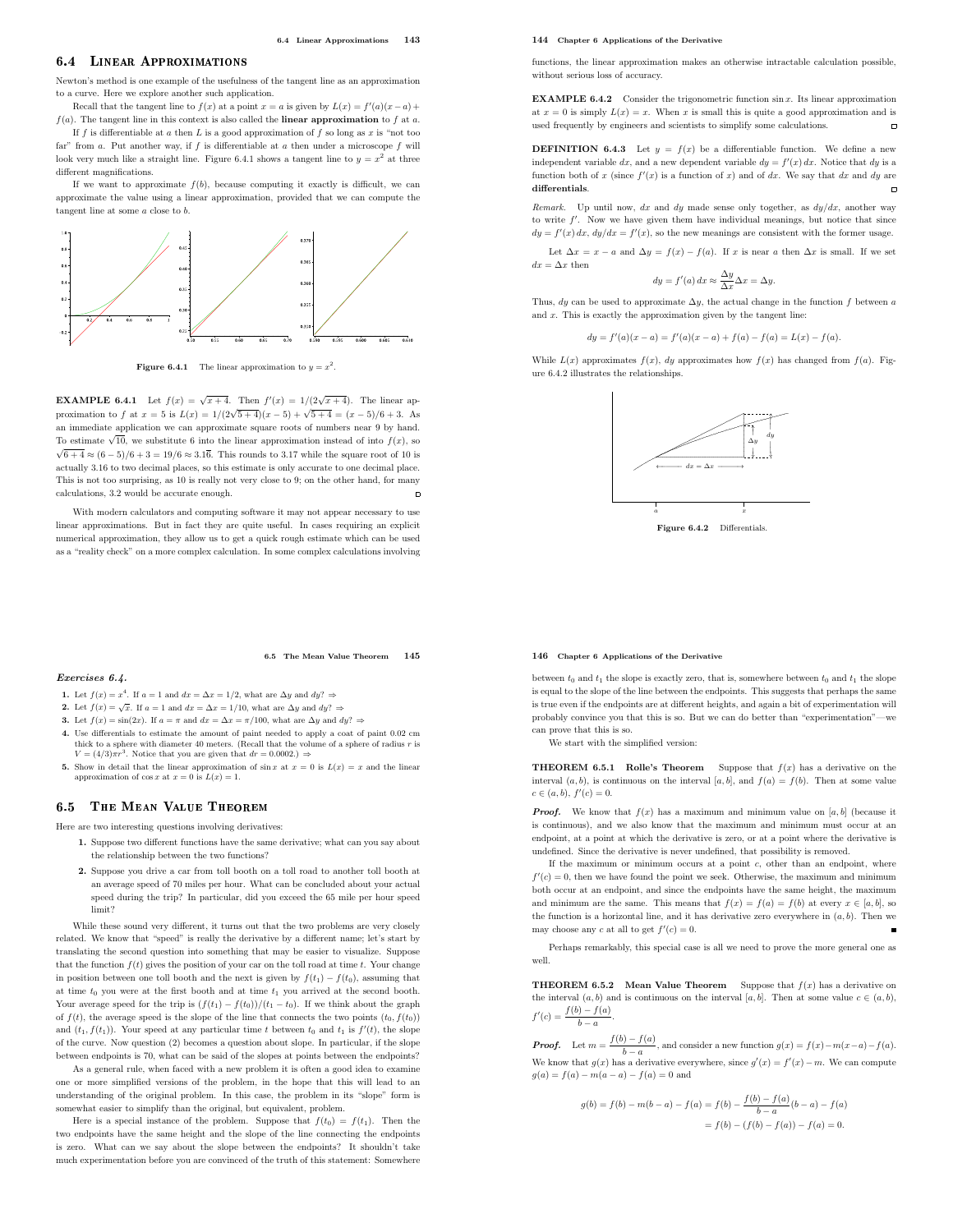## 6.4 Linear Approximations

Newton's method is one example of the usefulness of the tangent line as an approximation to a curve. Here we explore another such application.

Recall that the tangent line to $f(x)$ at a point $x = a$ is given by $L(x) = f'(a)(x - a) + f(a)$. The tangent line in this context is also called the **linear approximation** to $f$ at $a$.

If $f$ is differentiable at $a$ then $L$ is a good approximation of $f$ so long as $x$ is "not too far" from $a$. Put another way, if $f$ is differentiable at $a$ then under a microscope $f$ will look very much like a straight line. Figure 6.4.1 shows a tangent line to $y = x^2$ at three different magnifications.

If we want to approximate $f(b)$, because computing it exactly is difficult, we can approximate the value using a linear approximation, provided that we can compute the tangent line at some $a$ close to $b$.

**Figure 6.4.1** The linear approximation to $y = x^2$.

**EXAMPLE 6.4.1** Let $f(x) = \sqrt{x+4}$. Then $f'(x) = 1/(2\sqrt{x+4})$. The linear approximation to $f$ at $x = 5$ is $L(x) = 1/(2\sqrt{5+4})(x-5) + \sqrt{5+4} = (x-5)/6 + 3$. As an immediate application we can approximate square roots of numbers near 9 by hand. To estimate $\sqrt{10}$, we substitute 6 into the linear approximation instead of into $f(x)$, so $\sqrt{6+4} \approx (6-5)/6 + 3 = 19/6 \approx 3.1\overline{6}$. This rounds to 3.17 while the square root of 10 is actually 3.16 to two decimal places, so this estimate is only accurate to one decimal place. This is not too surprising, as 10 is really not very close to 9; on the other hand, for many calculations, 3.2 would be accurate enough.

With modern calculators and computing software it may not appear necessary to use linear approximations. But in fact they are quite useful. In cases requiring an explicit numerical approximation, they allow us to get a quick rough estimate which can be used as a "reality check" on a more complex calculation. In some complex calculations involving functions, the linear approximation makes an otherwise intractable calculation possible, without serious loss of accuracy.

**EXAMPLE 6.4.2** Consider the trigonometric function $\sin x$. Its linear approximation at $x = 0$ is simply $L(x) = x$. When $x$ is small this is quite a good approximation and is used frequently by engineers and scientists to simplify some calculations.

**DEFINITION 6.4.3** Let $y = f(x)$ be a differentiable function. We define a new independent variable $dx$, and a new dependent variable $dy = f'(x)\,dx$. Notice that $dy$ is a function both of $x$ (since $f'(x)$ is a function of $x$) and of $dx$. We say that $dx$ and $dy$ are **differentials**.

*Remark.* Up until now, $dx$ and $dy$ made sense only together, as $dy/dx$, another way to write $f'$. Now we have given them have individual meanings, but notice that since $dy = f'(x)\,dx$, $dy/dx = f'(x)$, so the new meanings are consistent with the former usage.

Let $\Delta x = x - a$ and $\Delta y = f(x) - f(a)$. If $x$ is near $a$ then $\Delta x$ is small. If we set $dx = \Delta x$ then

$$dy = f'(a)\,dx \approx \frac{\Delta y}{\Delta x}\Delta x = \Delta y.$$

Thus, $dy$ can be used to approximate $\Delta y$, the actual change in the function $f$ between $a$ and $x$. This is exactly the approximation given by the tangent line:

$$dy = f'(a)(x-a) = f'(a)(x-a) + f(a) - f(a) = L(x) - f(a).$$

While $L(x)$ approximates $f(x)$, $dy$ approximates how $f(x)$ has changed from $f(a)$. Figure 6.4.2 illustrates the relationships.

**Figure 6.4.2** Differentials.

### Exercises 6.4.

1. Let $f(x) = x^4$. If $a = 1$ and $dx = \Delta x = 1/2$, what are $\Delta y$ and $dy$? ⇒
2. Let $f(x) = \sqrt{x}$. If $a = 1$ and $dx = \Delta x = 1/10$, what are $\Delta y$ and $dy$? ⇒
3. Let $f(x) = \sin(2x)$. If $a = \pi$ and $dx = \Delta x = \pi/100$, what are $\Delta y$ and $dy$? ⇒
4. Use differentials to estimate the amount of paint needed to apply a coat of paint 0.02 cm thick to a sphere with diameter 40 meters. (Recall that the volume of a sphere of radius $r$ is $V = (4/3)\pi r^3$. Notice that you are given that $dr = 0.0002$.) ⇒
5. Show in detail that the linear approximation of $\sin x$ at $x = 0$ is $L(x) = x$ and the linear approximation of $\cos x$ at $x = 0$ is $L(x) = 1$.

## 6.5 The Mean Value Theorem

Here are two interesting questions involving derivatives:

1. Suppose two different functions have the same derivative; what can you say about the relationship between the two functions?
2. Suppose you drive a car from toll booth on a toll road to another toll booth at an average speed of 70 miles per hour. What can be concluded about your actual speed during the trip? In particular, did you exceed the 65 mile per hour speed limit?

While these sound very different, it turns out that the two problems are very closely related. We know that "speed" is really the derivative by a different name; let's start by translating the second question into something that may be easier to visualize. Suppose that the function $f(t)$ gives the position of your car on the toll road at time $t$. Your change in position between one toll booth and the next is given by $f(t_1) - f(t_0)$, assuming that at time $t_0$ you were at the first booth and at time $t_1$ you arrived at the second booth. Your average speed for the trip is $(f(t_1) - f(t_0))/(t_1 - t_0)$. If we think about the graph of $f(t)$, the average speed is the slope of the line that connects the two points $(t_0, f(t_0))$ and $(t_1, f(t_1))$. Your speed at any particular time $t$ between $t_0$ and $t_1$ is $f'(t)$, the slope of the curve. Now question (2) becomes a question about slope. In particular, if the slope between endpoints is 70, what can be said of the slopes at points between the endpoints?

As a general rule, when faced with a new problem it is often a good idea to examine one or more simplified versions of the problem, in the hope that this will lead to an understanding of the original problem. In this case, the problem in its "slope" form is somewhat easier to simplify than the original, but equivalent, problem.

Here is a special instance of the problem. Suppose that $f(t_0) = f(t_1)$. Then the two endpoints have the same height and the slope of the line connecting the endpoints is zero. What can we say about the slope between the endpoints? It shouldn't take much experimentation before you are convinced of the truth of this statement: Somewhere between $t_0$ and $t_1$ the slope is exactly zero, that is, somewhere between $t_0$ and $t_1$ the slope is equal to the slope of the line between the endpoints. This suggests that perhaps the same is true even if the endpoints are at different heights, and again a bit of experimentation will probably convince you that this is so. But we can do better than "experimentation"—we can prove that this is so.

We start with the simplified version:

**THEOREM 6.5.1 Rolle's Theorem** Suppose that $f(x)$ has a derivative on the interval $(a, b)$, is continuous on the interval $[a, b]$, and $f(a) = f(b)$. Then at some value $c \in (a, b)$, $f'(c) = 0$.

***Proof.*** We know that $f(x)$ has a maximum and minimum value on $[a, b]$ (because it is continuous), and we also know that the maximum and minimum must occur at an endpoint, at a point at which the derivative is zero, or at a point where the derivative is undefined. Since the derivative is never undefined, that possibility is removed.

If the maximum or minimum occurs at a point $c$, other than an endpoint, where $f'(c) = 0$, then we have found the point we seek. Otherwise, the maximum and minimum both occur at an endpoint, and since the endpoints have the same height, the maximum and minimum are the same. This means that $f(x) = f(a) = f(b)$ at every $x \in [a, b]$, so the function is a horizontal line, and it has derivative zero everywhere in $(a, b)$. Then we may choose any $c$ at all to get $f'(c) = 0$. ∎

Perhaps remarkably, this special case is all we need to prove the more general one as well.

**THEOREM 6.5.2 Mean Value Theorem** Suppose that $f(x)$ has a derivative on the interval $(a, b)$ and is continuous on the interval $[a, b]$. Then at some value $c \in (a, b)$, $f'(c) = \dfrac{f(b) - f(a)}{b - a}$.

***Proof.*** Let $m = \dfrac{f(b) - f(a)}{b - a}$, and consider a new function $g(x) = f(x) - m(x-a) - f(a)$. We know that $g(x)$ has a derivative everywhere, since $g'(x) = f'(x) - m$. We can compute $g(a) = f(a) - m(a-a) - f(a) = 0$ and

$$\begin{aligned} g(b) = f(b) - m(b-a) - f(a) &= f(b) - \frac{f(b) - f(a)}{b - a}(b-a) - f(a) \\ &= f(b) - (f(b) - f(a)) - f(a) = 0. \end{aligned}$$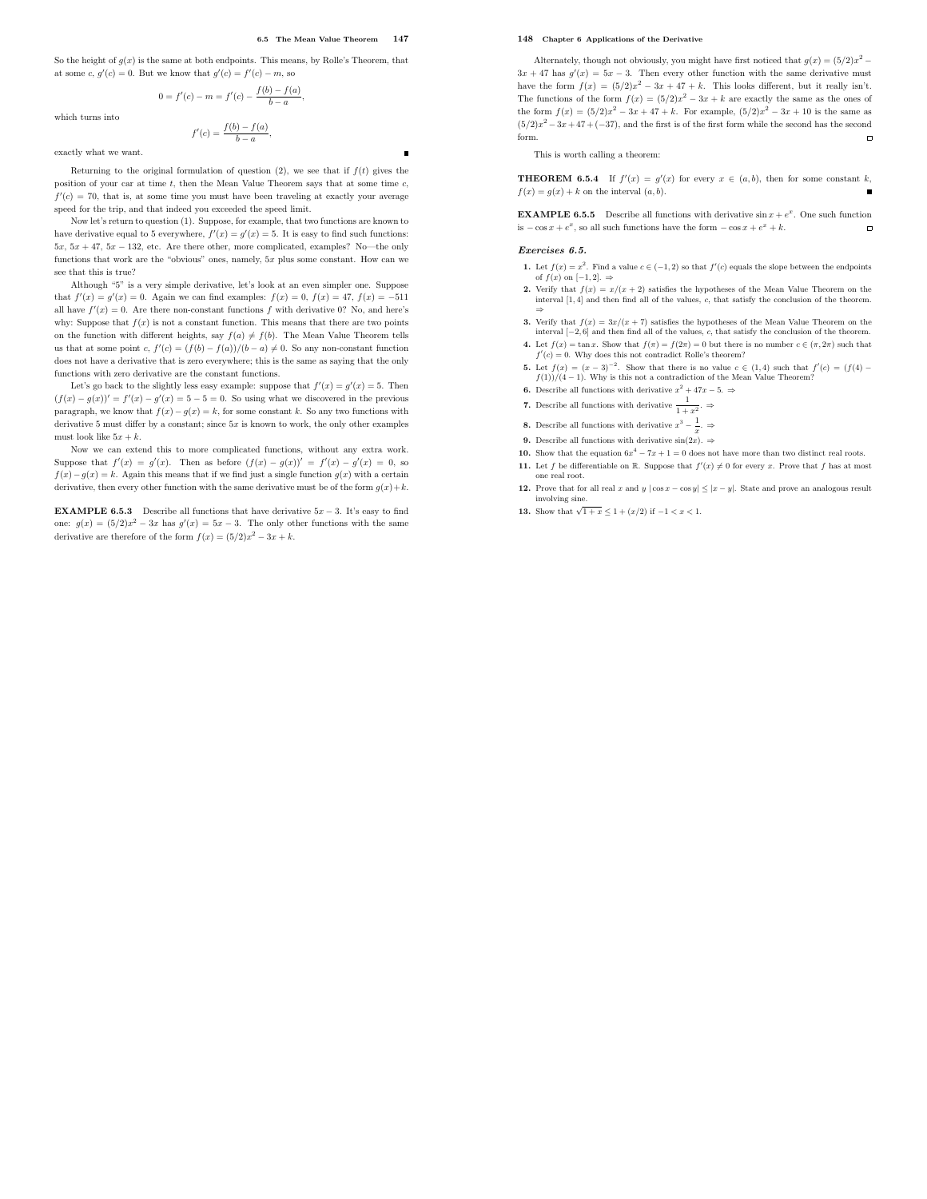So the height of $g(x)$ is the same at both endpoints. This means, by Rolle's Theorem, that at some $c$, $g'(c) = 0$. But we know that $g'(c) = f'(c) - m$, so

$$0 = f'(c) - m = f'(c) - \frac{f(b) - f(a)}{b - a},$$

which turns into

$$f'(c) = \frac{f(b) - f(a)}{b - a},$$

exactly what we want. ∎

Returning to the original formulation of question (2), we see that if $f(t)$ gives the position of your car at time $t$, then the Mean Value Theorem says that at some time $c$, $f'(c) = 70$, that is, at some time you must have been traveling at exactly your average speed for the trip, and that indeed you exceeded the speed limit.

Now let's return to question (1). Suppose, for example, that two functions are known to have derivative equal to 5 everywhere, $f'(x) = g'(x) = 5$. It is easy to find such functions: $5x$, $5x + 47$, $5x - 132$, etc. Are there other, more complicated, examples? No—the only functions that work are the "obvious" ones, namely, $5x$ plus some constant. How can we see that this is true?

Although "5" is a very simple derivative, let's look at an even simpler one. Suppose that $f'(x) = g'(x) = 0$. Again we can find examples: $f(x) = 0$, $f(x) = 47$, $f(x) = -511$ all have $f'(x) = 0$. Are there non-constant functions $f$ with derivative 0? No, and here's why: Suppose that $f(x)$ is not a constant function. This means that there are two points on the function with different heights, say $f(a) \neq f(b)$. The Mean Value Theorem tells us that at some point $c$, $f'(c) = (f(b) - f(a))/(b - a) \neq 0$. So any non-constant function does not have a derivative that is zero everywhere; this is the same as saying that the only functions with zero derivative are the constant functions.

Let's go back to the slightly less easy example: suppose that $f'(x) = g'(x) = 5$. Then $(f(x) - g(x))' = f'(x) - g'(x) = 5 - 5 = 0$. So using what we discovered in the previous paragraph, we know that $f(x) - g(x) = k$, for some constant $k$. So any two functions with derivative 5 must differ by a constant; since $5x$ is known to work, the only other examples must look like $5x + k$.

Now we can extend this to more complicated functions, without any extra work. Suppose that $f'(x) = g'(x)$. Then as before $(f(x) - g(x))' = f'(x) - g'(x) = 0$, so $f(x) - g(x) = k$. Again this means that if we find just a single function $g(x)$ with a certain derivative, then every other function with the same derivative must be of the form $g(x) + k$.

**EXAMPLE 6.5.3** Describe all functions that have derivative $5x - 3$. It's easy to find one: $g(x) = (5/2)x^2 - 3x$ has $g'(x) = 5x - 3$. The only other functions with the same derivative are therefore of the form $f(x) = (5/2)x^2 - 3x + k$.

Alternately, though not obviously, you might have first noticed that $g(x) = (5/2)x^2 - 3x + 47$ has $g'(x) = 5x - 3$. Then every other function with the same derivative must have the form $f(x) = (5/2)x^2 - 3x + 47 + k$. This looks different, but it really isn't. The functions of the form $f(x) = (5/2)x^2 - 3x + k$ are exactly the same as the ones of the form $f(x) = (5/2)x^2 - 3x + 47 + k$. For example, $(5/2)x^2 - 3x + 10$ is the same as $(5/2)x^2 - 3x + 47 + (-37)$, and the first is of the first form while the second has the second form. □

This is worth calling a theorem:

**THEOREM 6.5.4** If $f'(x) = g'(x)$ for every $x \in (a, b)$, then for some constant $k$, $f(x) = g(x) + k$ on the interval $(a, b)$. ∎

**EXAMPLE 6.5.5** Describe all functions with derivative $\sin x + e^x$. One such function is $-\cos x + e^x$, so all such functions have the form $-\cos x + e^x + k$. □

### *Exercises 6.5.*

1. Let $f(x) = x^2$. Find a value $c \in (-1, 2)$ so that $f'(c)$ equals the slope between the endpoints of $f(x)$ on $[-1, 2]$. ⇒
2. Verify that $f(x) = x/(x + 2)$ satisfies the hypotheses of the Mean Value Theorem on the interval $[1, 4]$ and then find all of the values, $c$, that satisfy the conclusion of the theorem. ⇒
3. Verify that $f(x) = 3x/(x + 7)$ satisfies the hypotheses of the Mean Value Theorem on the interval $[-2, 6]$ and then find all of the values, $c$, that satisfy the conclusion of the theorem.
4. Let $f(x) = \tan x$. Show that $f(\pi) = f(2\pi) = 0$ but there is no number $c \in (\pi, 2\pi)$ such that $f'(c) = 0$. Why does this not contradict Rolle's theorem?
5. Let $f(x) = (x - 3)^{-2}$. Show that there is no value $c \in (1, 4)$ such that $f'(c) = (f(4) - f(1))/(4 - 1)$. Why is this not a contradiction of the Mean Value Theorem?
6. Describe all functions with derivative $x^2 + 47x - 5$. ⇒
7. Describe all functions with derivative $\dfrac{1}{1 + x^2}$. ⇒
8. Describe all functions with derivative $x^3 - \dfrac{1}{x}$. ⇒
9. Describe all functions with derivative $\sin(2x)$. ⇒
10. Show that the equation $6x^4 - 7x + 1 = 0$ does not have more than two distinct real roots.
11. Let $f$ be differentiable on $\mathbb{R}$. Suppose that $f'(x) \neq 0$ for every $x$. Prove that $f$ has at most one real root.
12. Prove that for all real $x$ and $y$ $|\cos x - \cos y| \leq |x - y|$. State and prove an analogous result involving sine.
13. Show that $\sqrt{1 + x} \leq 1 + (x/2)$ if $-1 < x < 1$.